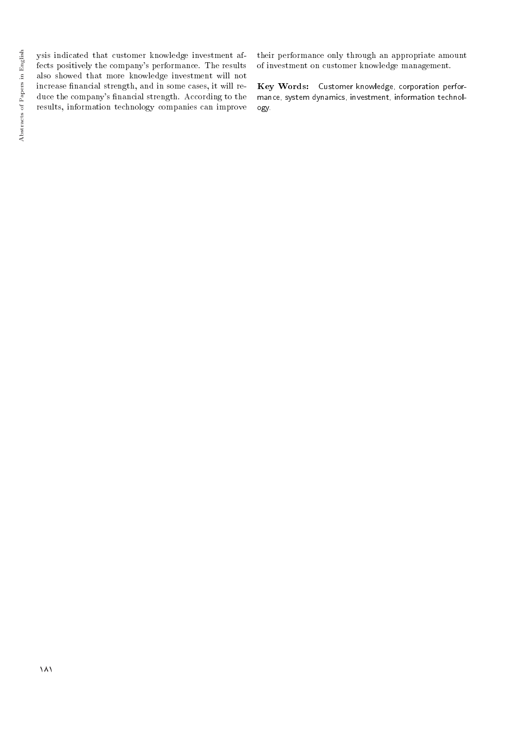ysis indicated that customer knowledge investment affects positively the company's performance. The results also showed that more knowledge investment will not increase financial strength, and in some cases, it will reduce the company's financial strength. According to the results, information technology companies can improve their performance only through an appropriate amount of investment on customer knowledge management.

**Key Words:** Customer knowledge, corporation performance, system dynamics, investment, information technology.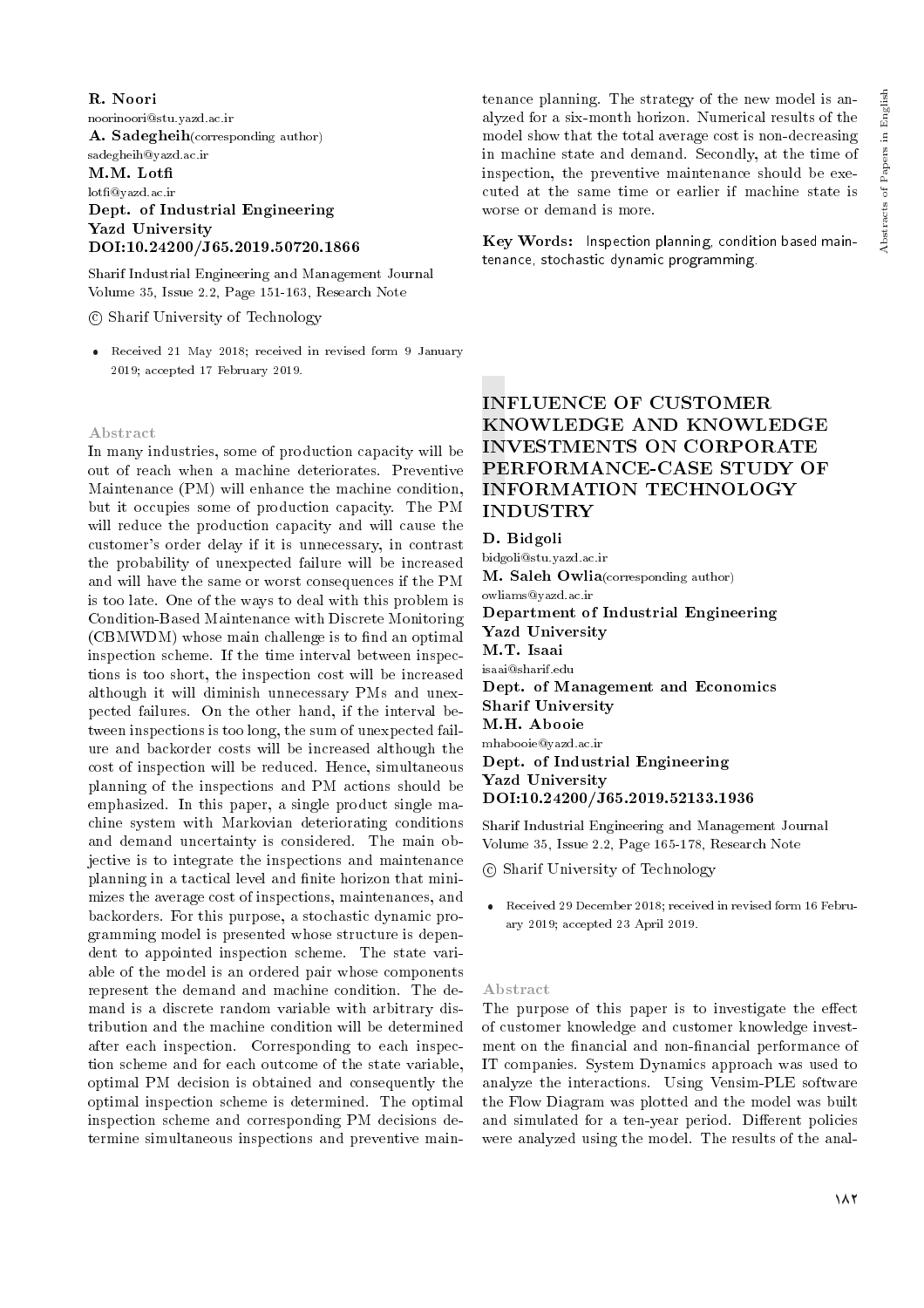**R. Noori**
noorinoori@stu.yazd.ac.ir
**A. Sadegheih**(corresponding author)
sadegheih@yazd.ac.ir
**M.M. Lotfi**
lotfi@yazd.ac.ir
**Dept. of Industrial Engineering**
**Yazd University**
**DOI:10.24200/J65.2019.50720.1866**

Sharif Industrial Engineering and Management Journal
Volume 35, Issue 2.2, Page 151-163, Research Note

© Sharif University of Technology

- Received 21 May 2018; received in revised form 9 January 2019; accepted 17 February 2019.

### Abstract

In many industries, some of production capacity will be out of reach when a machine deteriorates. Preventive Maintenance (PM) will enhance the machine condition, but it occupies some of production capacity. The PM will reduce the production capacity and will cause the customer's order delay if it is unnecessary, in contrast the probability of unexpected failure will be increased and will have the same or worst consequences if the PM is too late. One of the ways to deal with this problem is Condition-Based Maintenance with Discrete Monitoring (CBMWDM) whose main challenge is to find an optimal inspection scheme. If the time interval between inspections is too short, the inspection cost will be increased although it will diminish unnecessary PMs and unexpected failures. On the other hand, if the interval between inspections is too long, the sum of unexpected failure and backorder costs will be increased although the cost of inspection will be reduced. Hence, simultaneous planning of the inspections and PM actions should be emphasized. In this paper, a single product single machine system with Markovian deteriorating conditions and demand uncertainty is considered. The main objective is to integrate the inspections and maintenance planning in a tactical level and finite horizon that minimizes the average cost of inspections, maintenances, and backorders. For this purpose, a stochastic dynamic programming model is presented whose structure is dependent to appointed inspection scheme. The state variable of the model is an ordered pair whose components represent the demand and machine condition. The demand is a discrete random variable with arbitrary distribution and the machine condition will be determined after each inspection. Corresponding to each inspection scheme and for each outcome of the state variable, optimal PM decision is obtained and consequently the optimal inspection scheme is determined. The optimal inspection scheme and corresponding PM decisions determine simultaneous inspections and preventive maintenance planning. The strategy of the new model is analyzed for a six-month horizon. Numerical results of the model show that the total average cost is non-decreasing in machine state and demand. Secondly, at the time of inspection, the preventive maintenance should be executed at the same time or earlier if machine state is worse or demand is more.

**Key Words:** Inspection planning, condition based maintenance, stochastic dynamic programming.

## INFLUENCE OF CUSTOMER KNOWLEDGE AND KNOWLEDGE INVESTMENTS ON CORPORATE PERFORMANCE-CASE STUDY OF INFORMATION TECHNOLOGY INDUSTRY

**D. Bidgoli**
bidgoli@stu.yazd.ac.ir
**M. Saleh Owlia**(corresponding author)
owliams@yazd.ac.ir
**Department of Industrial Engineering**
**Yazd University**
**M.T. Isaai**
isaai@sharif.edu
**Dept. of Management and Economics**
**Sharif University**
**M.H. Abooie**
mhabooie@yazd.ac.ir
**Dept. of Industrial Engineering**
**Yazd University**
**DOI:10.24200/J65.2019.52133.1936**

Sharif Industrial Engineering and Management Journal
Volume 35, Issue 2.2, Page 165-178, Research Note

© Sharif University of Technology

- Received 29 December 2018; received in revised form 16 February 2019; accepted 23 April 2019.

### Abstract

The purpose of this paper is to investigate the effect of customer knowledge and customer knowledge investment on the financial and non-financial performance of IT companies. System Dynamics approach was used to analyze the interactions. Using Vensim-PLE software the Flow Diagram was plotted and the model was built and simulated for a ten-year period. Different policies were analyzed using the model. The results of the anal-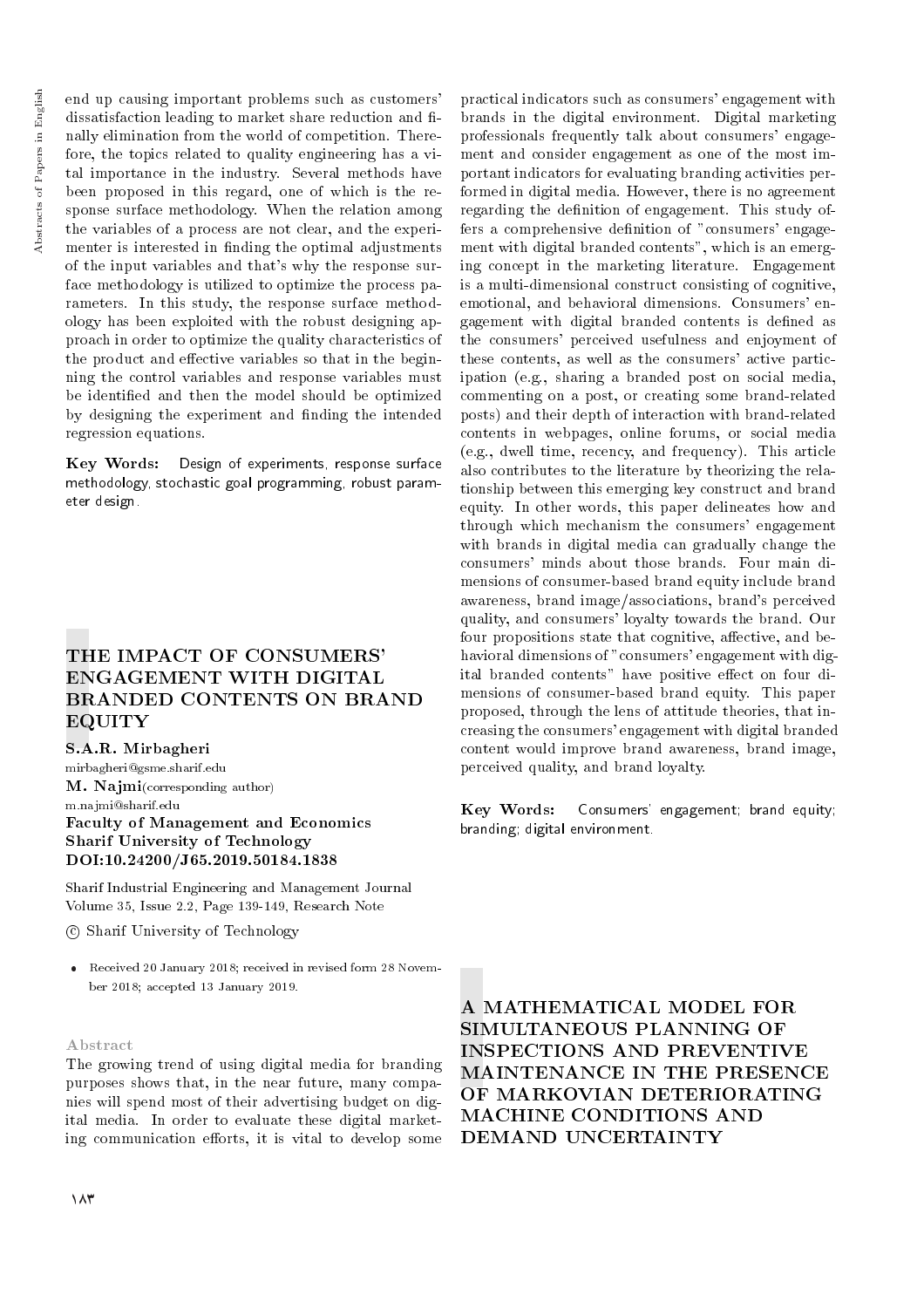end up causing important problems such as customers' dissatisfaction leading to market share reduction and finally elimination from the world of competition. Therefore, the topics related to quality engineering has a vital importance in the industry. Several methods have been proposed in this regard, one of which is the response surface methodology. When the relation among the variables of a process are not clear, and the experimenter is interested in finding the optimal adjustments of the input variables and that's why the response surface methodology is utilized to optimize the process parameters. In this study, the response surface methodology has been exploited with the robust designing approach in order to optimize the quality characteristics of the product and effective variables so that in the beginning the control variables and response variables must be identified and then the model should be optimized by designing the experiment and finding the intended regression equations.

**Key Words:** Design of experiments, response surface methodology, stochastic goal programming, robust parameter design.

## THE IMPACT OF CONSUMERS' ENGAGEMENT WITH DIGITAL BRANDED CONTENTS ON BRAND EQUITY

**S.A.R. Mirbagheri**
mirbagheri@gsme.sharif.edu
**M. Najmi** (corresponding author)
m.najmi@sharif.edu
**Faculty of Management and Economics**
**Sharif University of Technology**
**DOI:10.24200/J65.2019.50184.1838**

Sharif Industrial Engineering and Management Journal
Volume 35, Issue 2.2, Page 139-149, Research Note

© Sharif University of Technology

- Received 20 January 2018; received in revised form 28 November 2018; accepted 13 January 2019.

### Abstract

The growing trend of using digital media for branding purposes shows that, in the near future, many companies will spend most of their advertising budget on digital media. In order to evaluate these digital marketing communication efforts, it is vital to develop some practical indicators such as consumers' engagement with brands in the digital environment. Digital marketing professionals frequently talk about consumers' engagement and consider engagement as one of the most important indicators for evaluating branding activities performed in digital media. However, there is no agreement regarding the definition of engagement. This study offers a comprehensive definition of "consumers' engagement with digital branded contents", which is an emerging concept in the marketing literature. Engagement is a multi-dimensional construct consisting of cognitive, emotional, and behavioral dimensions. Consumers' engagement with digital branded contents is defined as the consumers' perceived usefulness and enjoyment of these contents, as well as the consumers' active participation (e.g., sharing a branded post on social media, commenting on a post, or creating some brand-related posts) and their depth of interaction with brand-related contents in webpages, online forums, or social media (e.g., dwell time, recency, and frequency). This article also contributes to the literature by theorizing the relationship between this emerging key construct and brand equity. In other words, this paper delineates how and through which mechanism the consumers' engagement with brands in digital media can gradually change the consumers' minds about those brands. Four main dimensions of consumer-based brand equity include brand awareness, brand image/associations, brand's perceived quality, and consumers' loyalty towards the brand. Our four propositions state that cognitive, affective, and behavioral dimensions of "consumers' engagement with digital branded contents" have positive effect on four dimensions of consumer-based brand equity. This paper proposed, through the lens of attitude theories, that increasing the consumers' engagement with digital branded content would improve brand awareness, brand image, perceived quality, and brand loyalty.

**Key Words:** Consumers' engagement; brand equity; branding; digital environment.

## A MATHEMATICAL MODEL FOR SIMULTANEOUS PLANNING OF INSPECTIONS AND PREVENTIVE MAINTENANCE IN THE PRESENCE OF MARKOVIAN DETERIORATING MACHINE CONDITIONS AND DEMAND UNCERTAINTY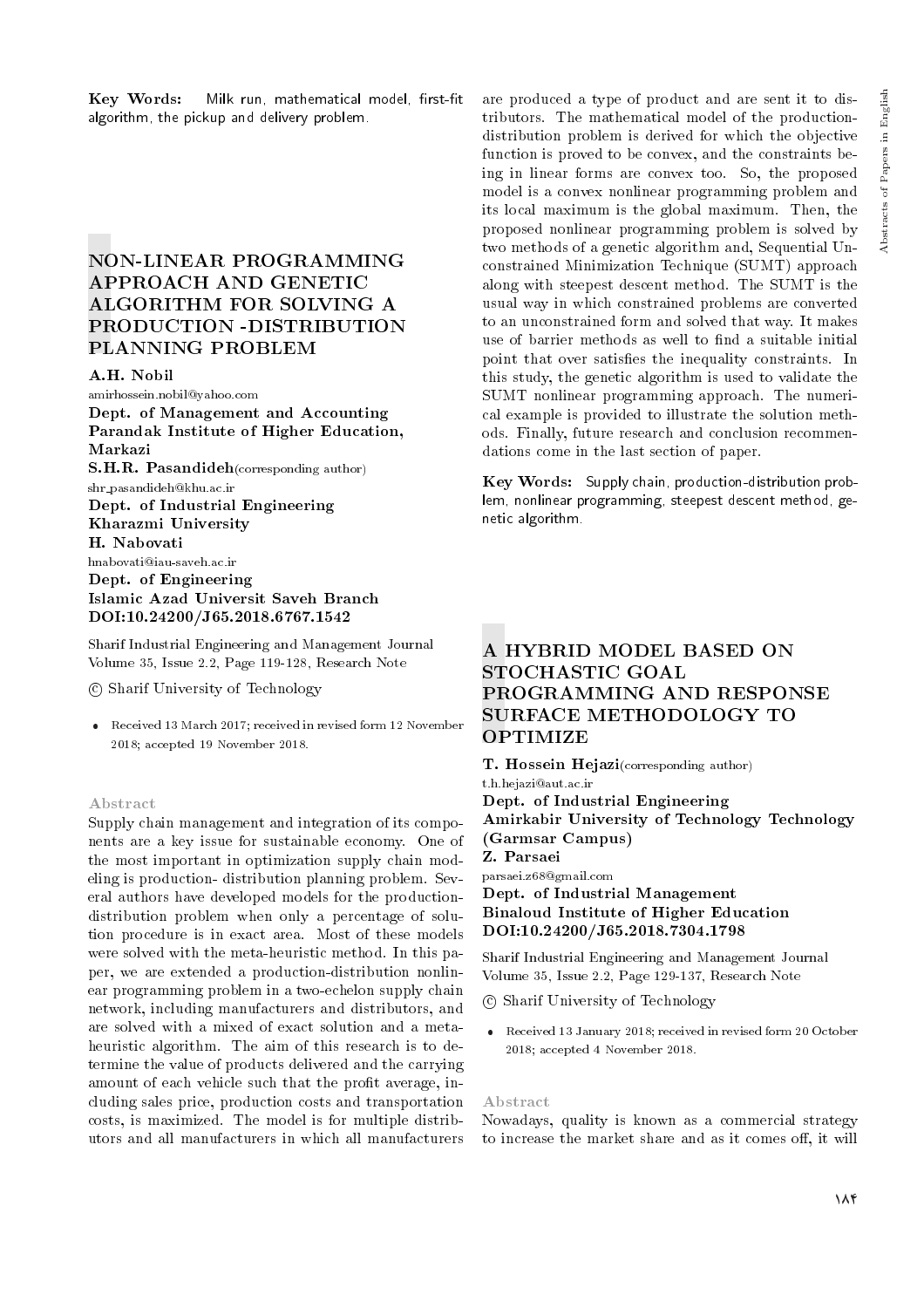**Key Words:** Milk run, mathematical model, first-fit algorithm, the pickup and delivery problem.

## NON-LINEAR PROGRAMMING APPROACH AND GENETIC ALGORITHM FOR SOLVING A PRODUCTION -DISTRIBUTION PLANNING PROBLEM

**A.H. Nobil**
amirhossein.nobil@yahoo.com
**Dept. of Management and Accounting**
**Parandak Institute of Higher Education, Markazi**
**S.H.R. Pasandideh**(corresponding author)
shr_pasandideh@khu.ac.ir
**Dept. of Industrial Engineering**
**Kharazmi University**
**H. Nabovati**
hnabovati@iau-saveh.ac.ir
**Dept. of Engineering**
**Islamic Azad Universit Saveh Branch**
**DOI:10.24200/J65.2018.6767.1542**

Sharif Industrial Engineering and Management Journal
Volume 35, Issue 2.2, Page 119-128, Research Note

© Sharif University of Technology

- Received 13 March 2017; received in revised form 12 November 2018; accepted 19 November 2018.

### Abstract

Supply chain management and integration of its components are a key issue for sustainable economy. One of the most important in optimization supply chain modeling is production- distribution planning problem. Several authors have developed models for the production-distribution problem when only a percentage of solution procedure is in exact area. Most of these models were solved with the meta-heuristic method. In this paper, we are extended a production-distribution nonlinear programming problem in a two-echelon supply chain network, including manufacturers and distributors, and are solved with a mixed of exact solution and a meta-heuristic algorithm. The aim of this research is to determine the value of products delivered and the carrying amount of each vehicle such that the profit average, including sales price, production costs and transportation costs, is maximized. The model is for multiple distributors and all manufacturers in which all manufacturers are produced a type of product and are sent it to distributors. The mathematical model of the production-distribution problem is derived for which the objective function is proved to be convex, and the constraints being in linear forms are convex too. So, the proposed model is a convex nonlinear programming problem and its local maximum is the global maximum. Then, the proposed nonlinear programming problem is solved by two methods of a genetic algorithm and, Sequential Unconstrained Minimization Technique (SUMT) approach along with steepest descent method. The SUMT is the usual way in which constrained problems are converted to an unconstrained form and solved that way. It makes use of barrier methods as well to find a suitable initial point that over satisfies the inequality constraints. In this study, the genetic algorithm is used to validate the SUMT nonlinear programming approach. The numerical example is provided to illustrate the solution methods. Finally, future research and conclusion recommendations come in the last section of paper.

**Key Words:** Supply chain, production-distribution problem, nonlinear programming, steepest descent method, genetic algorithm.

## A HYBRID MODEL BASED ON STOCHASTIC GOAL PROGRAMMING AND RESPONSE SURFACE METHODOLOGY TO OPTIMIZE

**T. Hossein Hejazi**(corresponding author)
t.h.hejazi@aut.ac.ir
**Dept. of Industrial Engineering**
**Amirkabir University of Technology Technology (Garmsar Campus)**
**Z. Parsaei**
parsaei.z68@gmail.com
**Dept. of Industrial Management**
**Binaloud Institute of Higher Education**
**DOI:10.24200/J65.2018.7304.1798**

Sharif Industrial Engineering and Management Journal
Volume 35, Issue 2.2, Page 129-137, Research Note

© Sharif University of Technology

- Received 13 January 2018; received in revised form 20 October 2018; accepted 4 November 2018.

### Abstract

Nowadays, quality is known as a commercial strategy to increase the market share and as it comes off, it will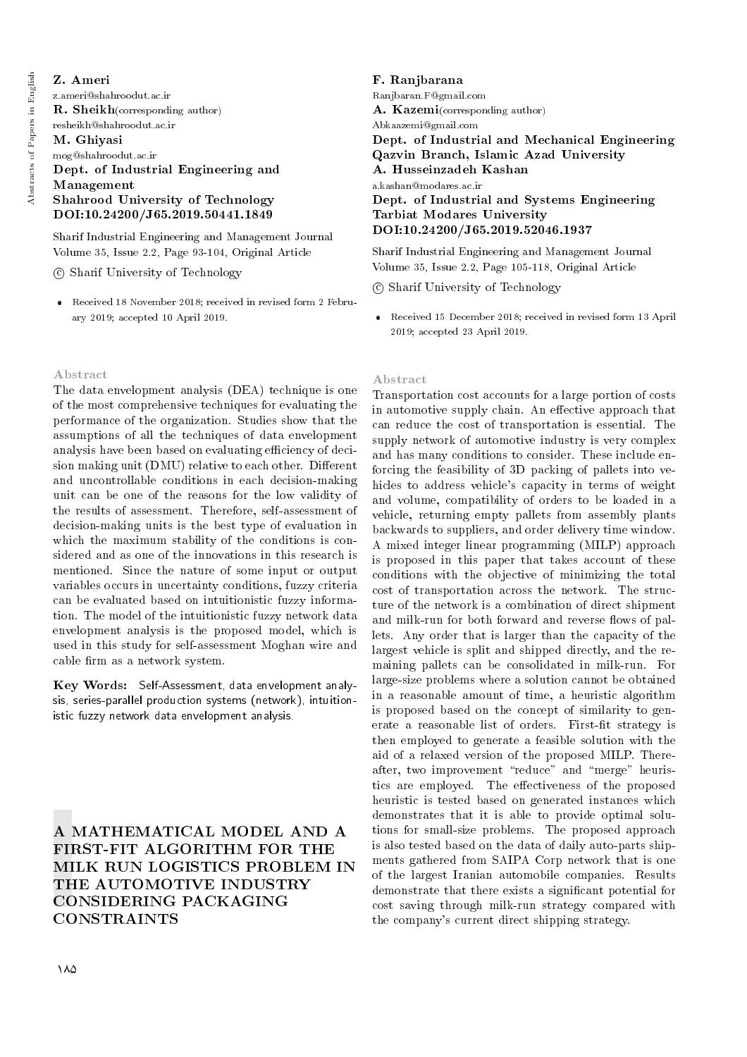**Z. Ameri**
z.ameri@shahroodut.ac.ir
**R. Sheikh**(corresponding author)
resheikh@shahroodut.ac.ir
**M. Ghiyasi**
mog@shahroodut.ac.ir
**Dept. of Industrial Engineering and Management**
**Shahrood University of Technology**
**DOI:10.24200/J65.2019.50441.1849**

Sharif Industrial Engineering and Management Journal
Volume 35, Issue 2.2, Page 93-104, Original Article

© Sharif University of Technology

- Received 18 November 2018; received in revised form 2 February 2019; accepted 10 April 2019.

### Abstract

The data envelopment analysis (DEA) technique is one of the most comprehensive techniques for evaluating the performance of the organization. Studies show that the assumptions of all the techniques of data envelopment analysis have been based on evaluating efficiency of decision making unit (DMU) relative to each other. Different and uncontrollable conditions in each decision-making unit can be one of the reasons for the low validity of the results of assessment. Therefore, self-assessment of decision-making units is the best type of evaluation in which the maximum stability of the conditions is considered and as one of the innovations in this research is mentioned. Since the nature of some input or output variables occurs in uncertainty conditions, fuzzy criteria can be evaluated based on intuitionistic fuzzy information. The model of the intuitionistic fuzzy network data envelopment analysis is the proposed model, which is used in this study for self-assessment Moghan wire and cable firm as a network system.

**Key Words:** Self-Assessment, data envelopment analysis, series-parallel production systems (network), intuitionistic fuzzy network data envelopment analysis.

## A MATHEMATICAL MODEL AND A FIRST-FIT ALGORITHM FOR THE MILK RUN LOGISTICS PROBLEM IN THE AUTOMOTIVE INDUSTRY CONSIDERING PACKAGING CONSTRAINTS

**F. Ranjbarana**
Ranjbaran.F@gmail.com
**A. Kazemi**(corresponding author)
Abkaazemi@gmail.com
**Dept. of Industrial and Mechanical Engineering**
**Qazvin Branch, Islamic Azad University**
**A. Husseinzadeh Kashan**
a.kashan@modares.ac.ir
**Dept. of Industrial and Systems Engineering**
**Tarbiat Modares University**
**DOI:10.24200/J65.2019.52046.1937**

Sharif Industrial Engineering and Management Journal
Volume 35, Issue 2.2, Page 105-118, Original Article

© Sharif University of Technology

- Received 15 December 2018; received in revised form 13 April 2019; accepted 23 April 2019.

### Abstract

Transportation cost accounts for a large portion of costs in automotive supply chain. An effective approach that can reduce the cost of transportation is essential. The supply network of automotive industry is very complex and has many conditions to consider. These include enforcing the feasibility of 3D packing of pallets into vehicles to address vehicle's capacity in terms of weight and volume, compatibility of orders to be loaded in a vehicle, returning empty pallets from assembly plants backwards to suppliers, and order delivery time window. A mixed integer linear programming (MILP) approach is proposed in this paper that takes account of these conditions with the objective of minimizing the total cost of transportation across the network. The structure of the network is a combination of direct shipment and milk-run for both forward and reverse flows of pallets. Any order that is larger than the capacity of the largest vehicle is split and shipped directly, and the remaining pallets can be consolidated in milk-run. For large-size problems where a solution cannot be obtained in a reasonable amount of time, a heuristic algorithm is proposed based on the concept of similarity to generate a reasonable list of orders. First-fit strategy is then employed to generate a feasible solution with the aid of a relaxed version of the proposed MILP. Thereafter, two improvement "reduce" and "merge" heuristics are employed. The effectiveness of the proposed heuristic is tested based on generated instances which demonstrates that it is able to provide optimal solutions for small-size problems. The proposed approach is also tested based on the data of daily auto-parts shipments gathered from SAIPA Corp network that is one of the largest Iranian automobile companies. Results demonstrate that there exists a significant potential for cost saving through milk-run strategy compared with the company's current direct shipping strategy.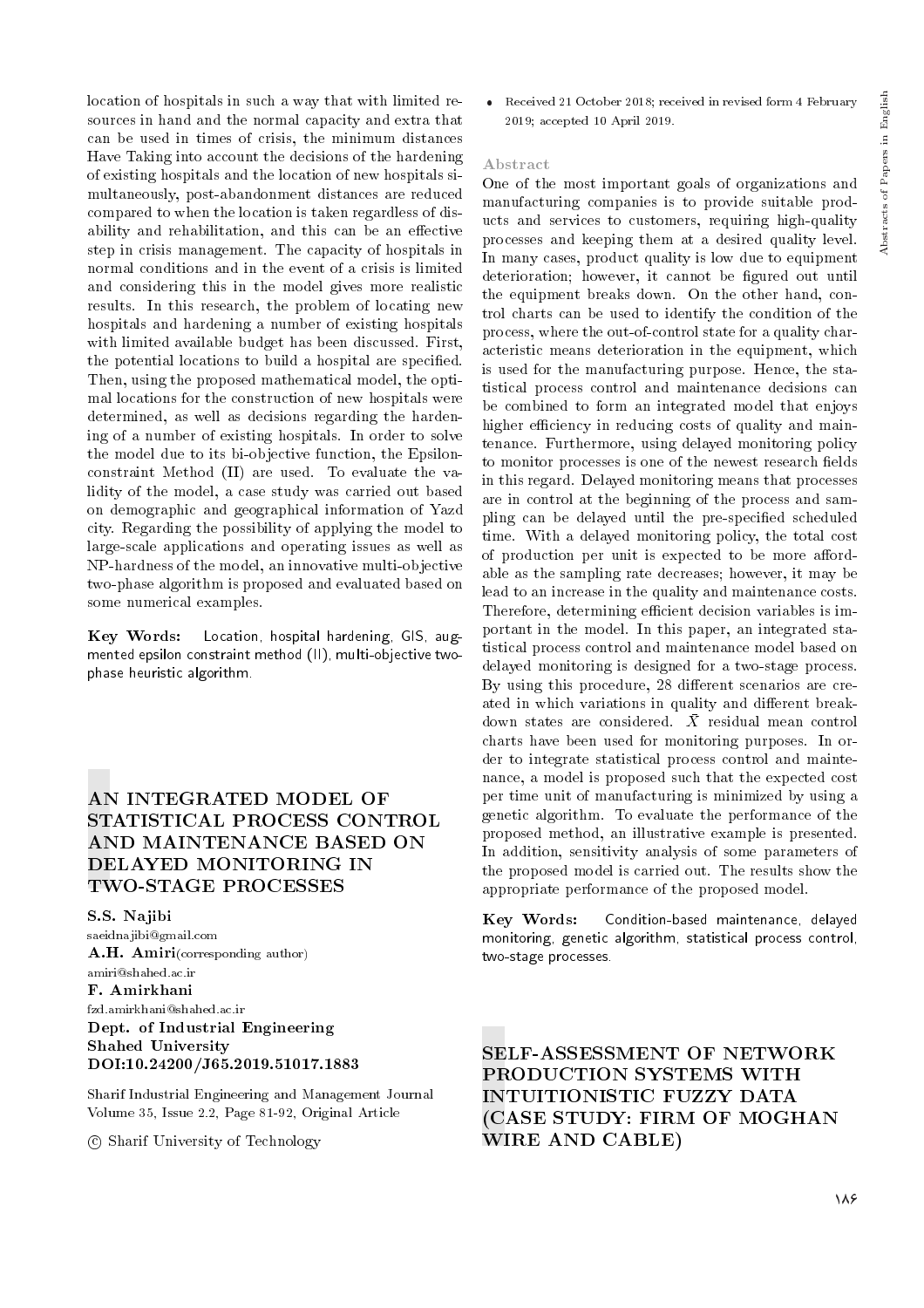location of hospitals in such a way that with limited resources in hand and the normal capacity and extra that can be used in times of crisis, the minimum distances Have Taking into account the decisions of the hardening of existing hospitals and the location of new hospitals simultaneously, post-abandonment distances are reduced compared to when the location is taken regardless of disability and rehabilitation, and this can be an effective step in crisis management. The capacity of hospitals in normal conditions and in the event of a crisis is limited and considering this in the model gives more realistic results. In this research, the problem of locating new hospitals and hardening a number of existing hospitals with limited available budget has been discussed. First, the potential locations to build a hospital are specified. Then, using the proposed mathematical model, the optimal locations for the construction of new hospitals were determined, as well as decisions regarding the hardening of a number of existing hospitals. In order to solve the model due to its bi-objective function, the Epsilon-constraint Method (II) are used. To evaluate the validity of the model, a case study was carried out based on demographic and geographical information of Yazd city. Regarding the possibility of applying the model to large-scale applications and operating issues as well as NP-hardness of the model, an innovative multi-objective two-phase algorithm is proposed and evaluated based on some numerical examples.

**Key Words:** Location, hospital hardening, GIS, augmented epsilon constraint method (II), multi-objective two-phase heuristic algorithm.

## AN INTEGRATED MODEL OF STATISTICAL PROCESS CONTROL AND MAINTENANCE BASED ON DELAYED MONITORING IN TWO-STAGE PROCESSES

**S.S. Najibi**
saeidnajibi@gmail.com
**A.H. Amiri**(corresponding author)
amiri@shahed.ac.ir
**F. Amirkhani**
fzd.amirkhani@shahed.ac.ir
**Dept. of Industrial Engineering**
**Shahed University**
**DOI:10.24200/J65.2019.51017.1883**

Sharif Industrial Engineering and Management Journal
Volume 35, Issue 2.2, Page 81-92, Original Article

© Sharif University of Technology

- Received 21 October 2018; received in revised form 4 February 2019; accepted 10 April 2019.

### Abstract

One of the most important goals of organizations and manufacturing companies is to provide suitable products and services to customers, requiring high-quality processes and keeping them at a desired quality level. In many cases, product quality is low due to equipment deterioration; however, it cannot be figured out until the equipment breaks down. On the other hand, control charts can be used to identify the condition of the process, where the out-of-control state for a quality characteristic means deterioration in the equipment, which is used for the manufacturing purpose. Hence, the statistical process control and maintenance decisions can be combined to form an integrated model that enjoys higher efficiency in reducing costs of quality and maintenance. Furthermore, using delayed monitoring policy to monitor processes is one of the newest research fields in this regard. Delayed monitoring means that processes are in control at the beginning of the process and sampling can be delayed until the pre-specified scheduled time. With a delayed monitoring policy, the total cost of production per unit is expected to be more affordable as the sampling rate decreases; however, it may be lead to an increase in the quality and maintenance costs. Therefore, determining efficient decision variables is important in the model. In this paper, an integrated statistical process control and maintenance model based on delayed monitoring is designed for a two-stage process. By using this procedure, 28 different scenarios are created in which variations in quality and different breakdown states are considered. $\bar{X}$ residual mean control charts have been used for monitoring purposes. In order to integrate statistical process control and maintenance, a model is proposed such that the expected cost per time unit of manufacturing is minimized by using a genetic algorithm. To evaluate the performance of the proposed method, an illustrative example is presented. In addition, sensitivity analysis of some parameters of the proposed model is carried out. The results show the appropriate performance of the proposed model.

**Key Words:** Condition-based maintenance, delayed monitoring, genetic algorithm, statistical process control, two-stage processes.

## SELF-ASSESSMENT OF NETWORK PRODUCTION SYSTEMS WITH INTUITIONISTIC FUZZY DATA (CASE STUDY: FIRM OF MOGHAN WIRE AND CABLE)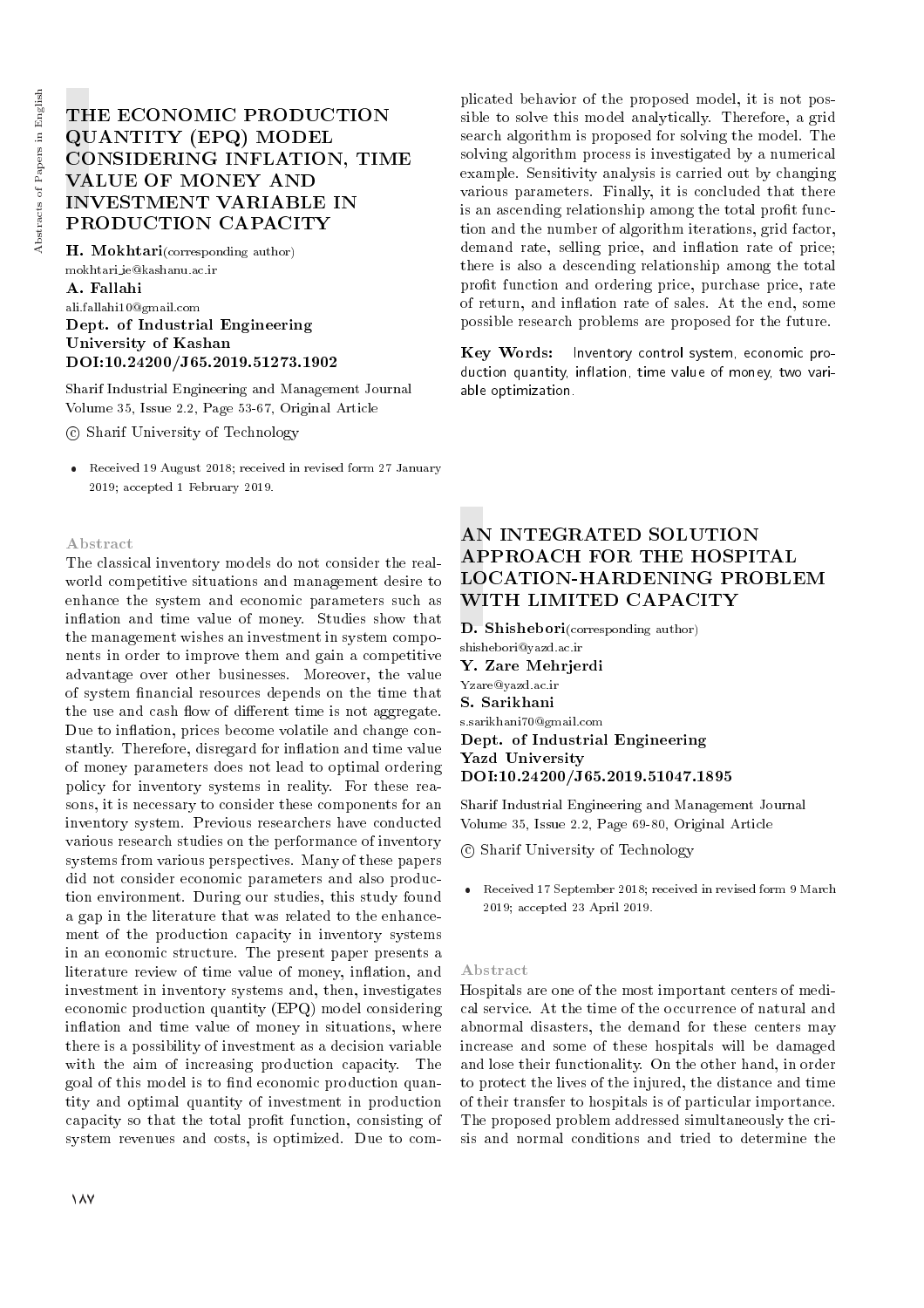# THE ECONOMIC PRODUCTION QUANTITY (EPQ) MODEL CONSIDERING INFLATION, TIME VALUE OF MONEY AND INVESTMENT VARIABLE IN PRODUCTION CAPACITY

**H. Mokhtari**(corresponding author)
mokhtari_ie@kashanu.ac.ir
**A. Fallahi**
ali.fallahi10@gmail.com
**Dept. of Industrial Engineering**
**University of Kashan**
**DOI:10.24200/J65.2019.51273.1902**

Sharif Industrial Engineering and Management Journal
Volume 35, Issue 2.2, Page 53-67, Original Article

© Sharif University of Technology

- Received 19 August 2018; received in revised form 27 January 2019; accepted 1 February 2019.

### Abstract

The classical inventory models do not consider the real-world competitive situations and management desire to enhance the system and economic parameters such as inflation and time value of money. Studies show that the management wishes an investment in system components in order to improve them and gain a competitive advantage over other businesses. Moreover, the value of system financial resources depends on the time that the use and cash flow of different time is not aggregate. Due to inflation, prices become volatile and change constantly. Therefore, disregard for inflation and time value of money parameters does not lead to optimal ordering policy for inventory systems in reality. For these reasons, it is necessary to consider these components for an inventory system. Previous researchers have conducted various research studies on the performance of inventory systems from various perspectives. Many of these papers did not consider economic parameters and also production environment. During our studies, this study found a gap in the literature that was related to the enhancement of the production capacity in inventory systems in an economic structure. The present paper presents a literature review of time value of money, inflation, and investment in inventory systems and, then, investigates economic production quantity (EPQ) model considering inflation and time value of money in situations, where there is a possibility of investment as a decision variable with the aim of increasing production capacity. The goal of this model is to find economic production quantity and optimal quantity of investment in production capacity so that the total profit function, consisting of system revenues and costs, is optimized. Due to complicated behavior of the proposed model, it is not possible to solve this model analytically. Therefore, a grid search algorithm is proposed for solving the model. The solving algorithm process is investigated by a numerical example. Sensitivity analysis is carried out by changing various parameters. Finally, it is concluded that there is an ascending relationship among the total profit function and the number of algorithm iterations, grid factor, demand rate, selling price, and inflation rate of price; there is also a descending relationship among the total profit function and ordering price, purchase price, rate of return, and inflation rate of sales. At the end, some possible research problems are proposed for the future.

**Key Words:** Inventory control system, economic production quantity, inflation, time value of money, two variable optimization.

# AN INTEGRATED SOLUTION APPROACH FOR THE HOSPITAL LOCATION-HARDENING PROBLEM WITH LIMITED CAPACITY

**D. Shishebori**(corresponding author)
shishebori@yazd.ac.ir
**Y. Zare Mehrjerdi**
Yzare@yazd.ac.ir
**S. Sarikhani**
s.sarikhani70@gmail.com
**Dept. of Industrial Engineering**
**Yazd University**
**DOI:10.24200/J65.2019.51047.1895**

Sharif Industrial Engineering and Management Journal
Volume 35, Issue 2.2, Page 69-80, Original Article

© Sharif University of Technology

- Received 17 September 2018; received in revised form 9 March 2019; accepted 23 April 2019.

### Abstract

Hospitals are one of the most important centers of medical service. At the time of the occurrence of natural and abnormal disasters, the demand for these centers may increase and some of these hospitals will be damaged and lose their functionality. On the other hand, in order to protect the lives of the injured, the distance and time of their transfer to hospitals is of particular importance. The proposed problem addressed simultaneously the crisis and normal conditions and tried to determine the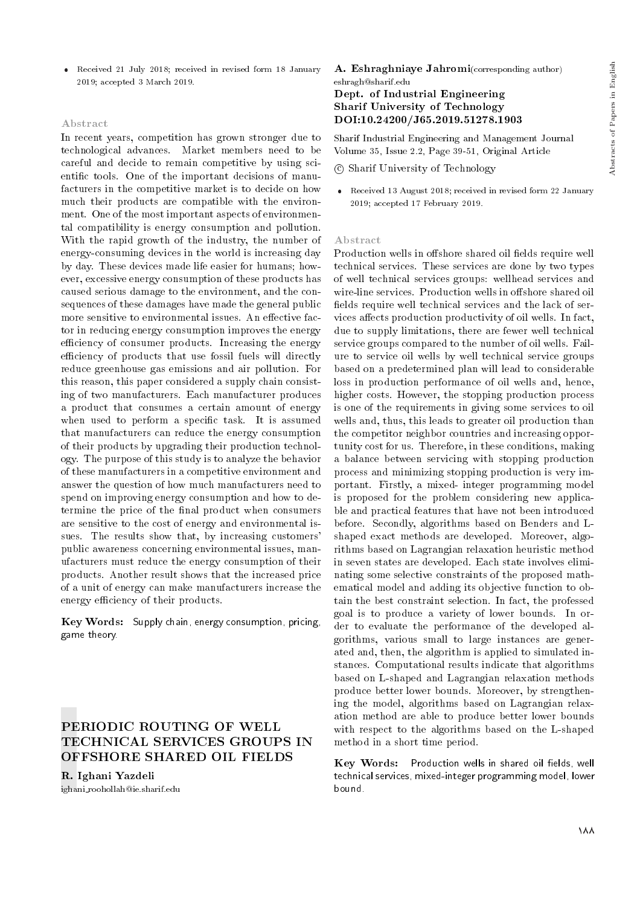- Received 21 July 2018; received in revised form 18 January 2019; accepted 3 March 2019.

### Abstract

In recent years, competition has grown stronger due to technological advances. Market members need to be careful and decide to remain competitive by using scientific tools. One of the important decisions of manufacturers in the competitive market is to decide on how much their products are compatible with the environment. One of the most important aspects of environmental compatibility is energy consumption and pollution. With the rapid growth of the industry, the number of energy-consuming devices in the world is increasing day by day. These devices made life easier for humans; however, excessive energy consumption of these products has caused serious damage to the environment, and the consequences of these damages have made the general public more sensitive to environmental issues. An effective factor in reducing energy consumption improves the energy efficiency of consumer products. Increasing the energy efficiency of products that use fossil fuels will directly reduce greenhouse gas emissions and air pollution. For this reason, this paper considered a supply chain consisting of two manufacturers. Each manufacturer produces a product that consumes a certain amount of energy when used to perform a specific task. It is assumed that manufacturers can reduce the energy consumption of their products by upgrading their production technology. The purpose of this study is to analyze the behavior of these manufacturers in a competitive environment and answer the question of how much manufacturers need to spend on improving energy consumption and how to determine the price of the final product when consumers are sensitive to the cost of energy and environmental issues. The results show that, by increasing customers' public awareness concerning environmental issues, manufacturers must reduce the energy consumption of their products. Another result shows that the increased price of a unit of energy can make manufacturers increase the energy efficiency of their products.

**Key Words:** Supply chain, energy consumption, pricing, game theory.

## PERIODIC ROUTING OF WELL TECHNICAL SERVICES GROUPS IN OFFSHORE SHARED OIL FIELDS

**R. Ighani Yazdeli**
ighani_roohollah@ie.sharif.edu

**A. Eshraghniaye Jahromi** (corresponding author)
eshragh@sharif.edu

**Dept. of Industrial Engineering**
**Sharif University of Technology**
**DOI:10.24200/J65.2019.51278.1903**

Sharif Industrial Engineering and Management Journal
Volume 35, Issue 2.2, Page 39-51, Original Article

© Sharif University of Technology

- Received 13 August 2018; received in revised form 22 January 2019; accepted 17 February 2019.

### Abstract

Production wells in offshore shared oil fields require well technical services. These services are done by two types of well technical services groups: wellhead services and wire-line services. Production wells in offshore shared oil fields require well technical services and the lack of services affects production productivity of oil wells. In fact, due to supply limitations, there are fewer well technical service groups compared to the number of oil wells. Failure to service oil wells by well technical service groups based on a predetermined plan will lead to considerable loss in production performance of oil wells and, hence, higher costs. However, the stopping production process is one of the requirements in giving some services to oil wells and, thus, this leads to greater oil production than the competitor neighbor countries and increasing opportunity cost for us. Therefore, in these conditions, making a balance between servicing with stopping production process and minimizing stopping production is very important. Firstly, a mixed- integer programming model is proposed for the problem considering new applicable and practical features that have not been introduced before. Secondly, algorithms based on Benders and L-shaped exact methods are developed. Moreover, algorithms based on Lagrangian relaxation heuristic method in seven states are developed. Each state involves eliminating some selective constraints of the proposed mathematical model and adding its objective function to obtain the best constraint selection. In fact, the professed goal is to produce a variety of lower bounds. In order to evaluate the performance of the developed algorithms, various small to large instances are generated and, then, the algorithm is applied to simulated instances. Computational results indicate that algorithms based on L-shaped and Lagrangian relaxation methods produce better lower bounds. Moreover, by strengthening the model, algorithms based on Lagrangian relaxation method are able to produce better lower bounds with respect to the algorithms based on the L-shaped method in a short time period.

**Key Words:** Production wells in shared oil fields, well technical services, mixed-integer programming model, lower bound.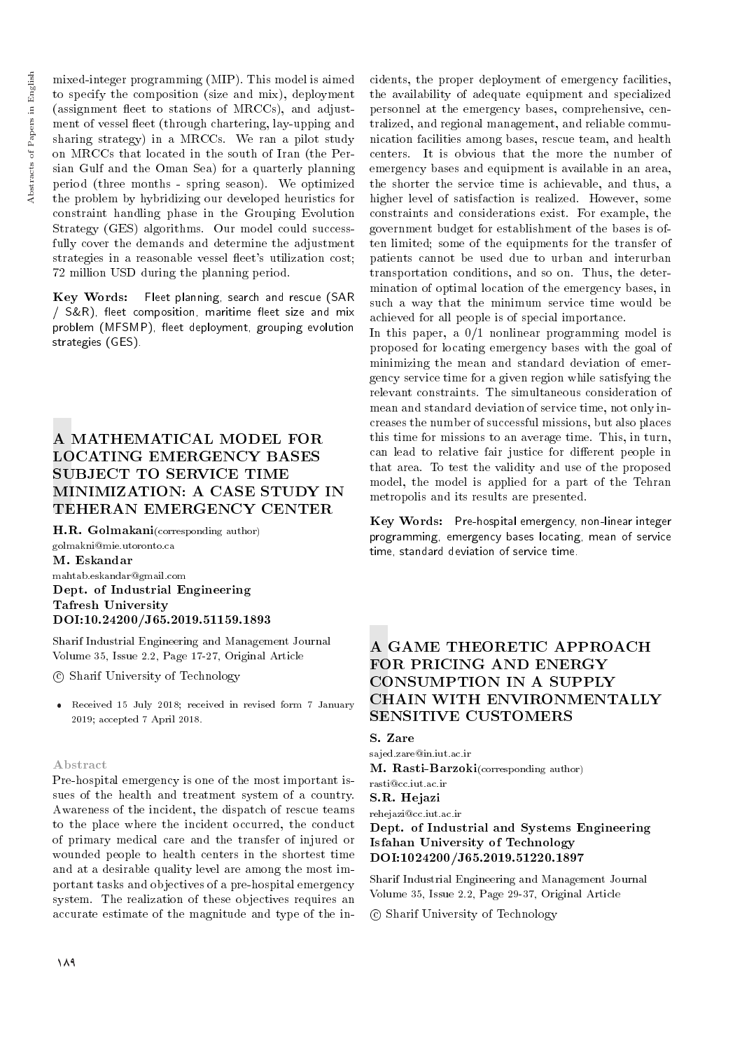mixed-integer programming (MIP). This model is aimed to specify the composition (size and mix), deployment (assignment fleet to stations of MRCCs), and adjustment of vessel fleet (through chartering, lay-upping and sharing strategy) in a MRCCs. We ran a pilot study on MRCCs that located in the south of Iran (the Persian Gulf and the Oman Sea) for a quarterly planning period (three months - spring season). We optimized the problem by hybridizing our developed heuristics for constraint handling phase in the Grouping Evolution Strategy (GES) algorithms. Our model could successfully cover the demands and determine the adjustment strategies in a reasonable vessel fleet's utilization cost; 72 million USD during the planning period.

**Key Words:** Fleet planning, search and rescue (SAR / S&R), fleet composition, maritime fleet size and mix problem (MFSMP), fleet deployment, grouping evolution strategies (GES).

## A MATHEMATICAL MODEL FOR LOCATING EMERGENCY BASES SUBJECT TO SERVICE TIME MINIMIZATION: A CASE STUDY IN TEHERAN EMERGENCY CENTER

**H.R. Golmakani**(corresponding author)
golmakni@mie.utoronto.ca
**M. Eskandar**
mahtab.eskandar@gmail.com
**Dept. of Industrial Engineering**
**Tafresh University**
**DOI:10.24200/J65.2019.51159.1893**

Sharif Industrial Engineering and Management Journal
Volume 35, Issue 2.2, Page 17-27, Original Article

© Sharif University of Technology

- Received 15 July 2018; received in revised form 7 January 2019; accepted 7 April 2018.

### Abstract

Pre-hospital emergency is one of the most important issues of the health and treatment system of a country. Awareness of the incident, the dispatch of rescue teams to the place where the incident occurred, the conduct of primary medical care and the transfer of injured or wounded people to health centers in the shortest time and at a desirable quality level are among the most important tasks and objectives of a pre-hospital emergency system. The realization of these objectives requires an accurate estimate of the magnitude and type of the incidents, the proper deployment of emergency facilities, the availability of adequate equipment and specialized personnel at the emergency bases, comprehensive, centralized, and regional management, and reliable communication facilities among bases, rescue team, and health centers. It is obvious that the more the number of emergency bases and equipment is available in an area, the shorter the service time is achievable, and thus, a higher level of satisfaction is realized. However, some constraints and considerations exist. For example, the government budget for establishment of the bases is often limited; some of the equipments for the transfer of patients cannot be used due to urban and interurban transportation conditions, and so on. Thus, the determination of optimal location of the emergency bases, in such a way that the minimum service time would be achieved for all people is of special importance.

In this paper, a 0/1 nonlinear programming model is proposed for locating emergency bases with the goal of minimizing the mean and standard deviation of emergency service time for a given region while satisfying the relevant constraints. The simultaneous consideration of mean and standard deviation of service time, not only increases the number of successful missions, but also places this time for missions to an average time. This, in turn, can lead to relative fair justice for different people in that area. To test the validity and use of the proposed model, the model is applied for a part of the Tehran metropolis and its results are presented.

**Key Words:** Pre-hospital emergency, non-linear integer programming, emergency bases locating, mean of service time, standard deviation of service time.

## A GAME THEORETIC APPROACH FOR PRICING AND ENERGY CONSUMPTION IN A SUPPLY CHAIN WITH ENVIRONMENTALLY SENSITIVE CUSTOMERS

**S. Zare**
sajed.zare@in.iut.ac.ir
**M. Rasti-Barzoki**(corresponding author)
rasti@cc.iut.ac.ir
**S.R. Hejazi**
rehejazi@cc.iut.ac.ir
**Dept. of Industrial and Systems Engineering**
**Isfahan University of Technology**
**DOI:1024200/J65.2019.51220.1897**

Sharif Industrial Engineering and Management Journal
Volume 35, Issue 2.2, Page 29-37, Original Article

© Sharif University of Technology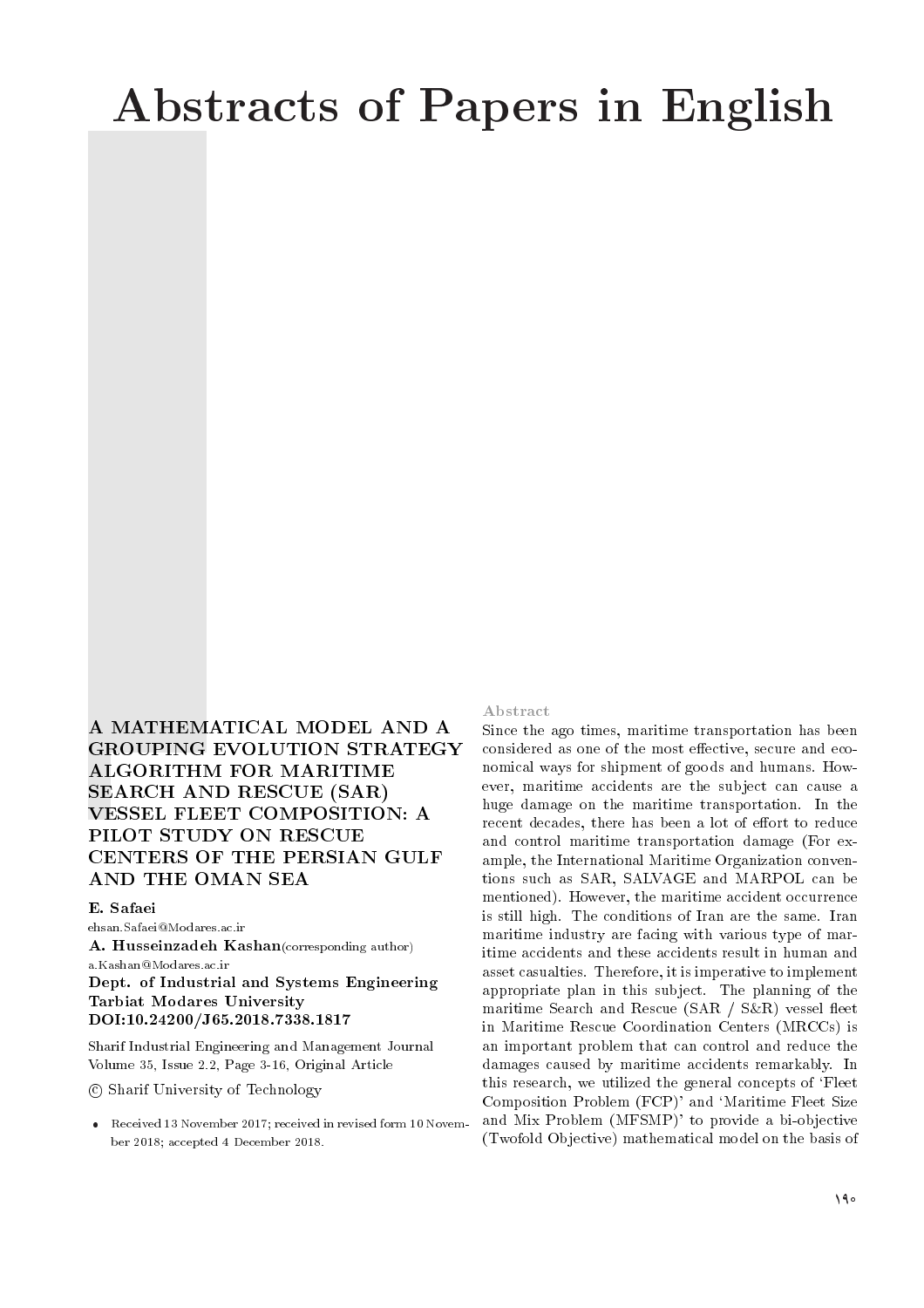# Abstracts of Papers in English

## A MATHEMATICAL MODEL AND A GROUPING EVOLUTION STRATEGY ALGORITHM FOR MARITIME SEARCH AND RESCUE (SAR) VESSEL FLEET COMPOSITION: A PILOT STUDY ON RESCUE CENTERS OF THE PERSIAN GULF AND THE OMAN SEA

**E. Safaei**
ehsan.Safaei@Modares.ac.ir

**A. Husseinzadeh Kashan**(corresponding author)
a.Kashan@Modares.ac.ir

**Dept. of Industrial and Systems Engineering**
**Tarbiat Modares University**
**DOI:10.24200/J65.2018.7338.1817**

Sharif Industrial Engineering and Management Journal
Volume 35, Issue 2.2, Page 3-16, Original Article

© Sharif University of Technology

- Received 13 November 2017; received in revised form 10 November 2018; accepted 4 December 2018.

### Abstract

Since the ago times, maritime transportation has been considered as one of the most effective, secure and economical ways for shipment of goods and humans. However, maritime accidents are the subject can cause a huge damage on the maritime transportation. In the recent decades, there has been a lot of effort to reduce and control maritime transportation damage (For example, the International Maritime Organization conventions such as SAR, SALVAGE and MARPOL can be mentioned). However, the maritime accident occurrence is still high. The conditions of Iran are the same. Iran maritime industry are facing with various type of maritime accidents and these accidents result in human and asset casualties. Therefore, it is imperative to implement appropriate plan in this subject. The planning of the maritime Search and Rescue (SAR / S&R) vessel fleet in Maritime Rescue Coordination Centers (MRCCs) is an important problem that can control and reduce the damages caused by maritime accidents remarkably. In this research, we utilized the general concepts of 'Fleet Composition Problem (FCP)' and 'Maritime Fleet Size and Mix Problem (MFSMP)' to provide a bi-objective (Twofold Objective) mathematical model on the basis of